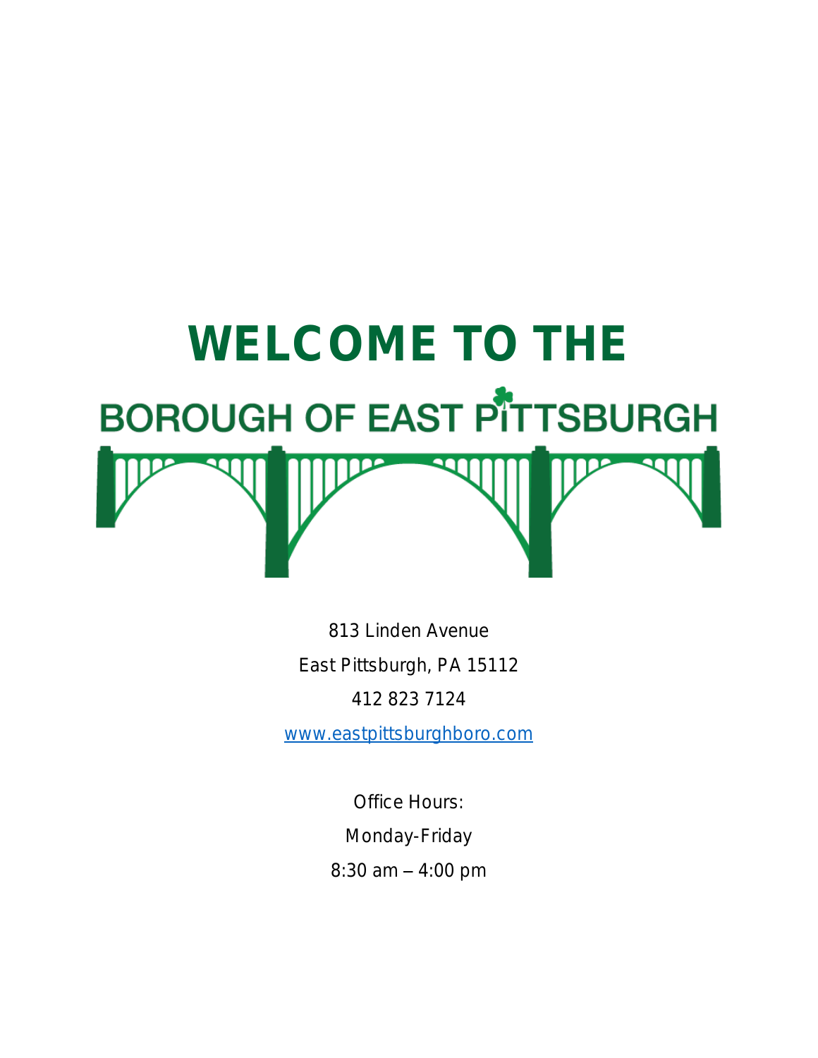# WELCOME TO THE

## BOROUGH OF EAST PITTSBURGH

813 Linden Avenue

East Pittsburgh, PA 15112

412 823 7124

www.eastpittsburghboro.com

Office Hours:

Monday-Friday

8:30 am – 4:00 pm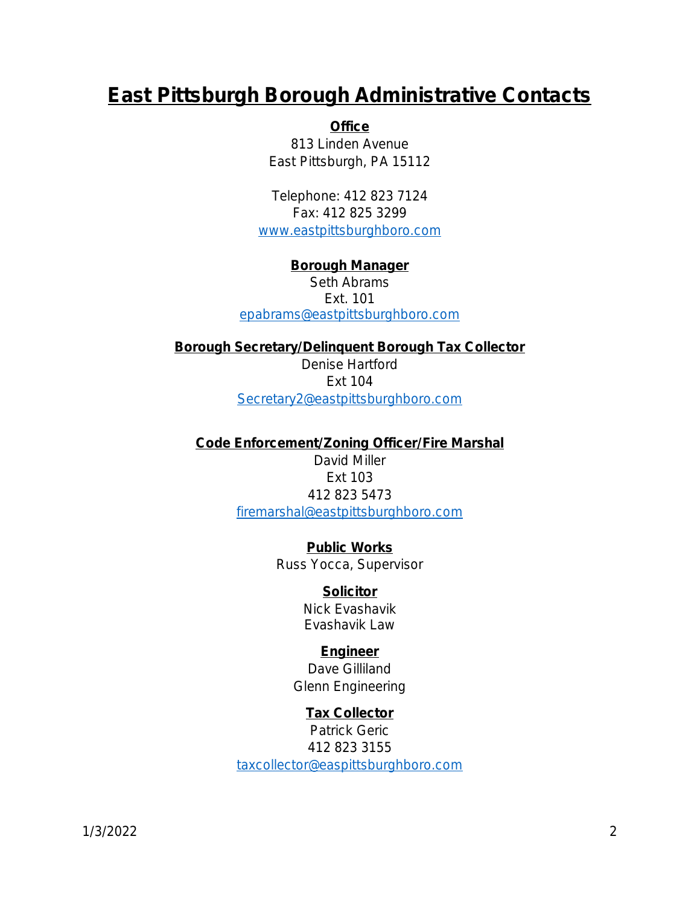# East Pittsburgh Borough Administrative Contacts

**Office**

813 Linden Avenue
East Pittsburgh, PA 15112

Telephone: 412 823 7124
Fax: 412 825 3299
www.eastpittsburghboro.com

**Borough Manager**

Seth Abrams
Ext. 101
epabrams@eastpittsburghboro.com

**Borough Secretary/Delinquent Borough Tax Collector**

Denise Hartford
Ext 104
Secretary2@eastpittsburghboro.com

**Code Enforcement/Zoning Officer/Fire Marshal**

David Miller
Ext 103
412 823 5473
firemarshal@eastpittsburghboro.com

**Public Works**

Russ Yocca, Supervisor

**Solicitor**

Nick Evashavik
Evashavik Law

**Engineer**

Dave Gilliland
Glenn Engineering

**Tax Collector**

Patrick Geric
412 823 3155
taxcollector@easpittsburghboro.com

1/3/2022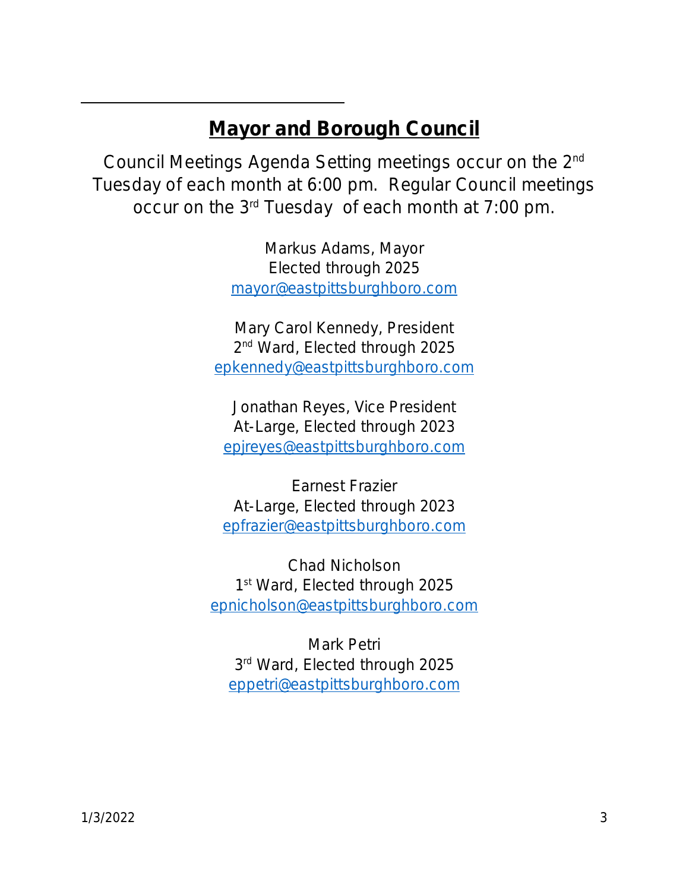## Mayor and Borough Council

Council Meetings Agenda Setting meetings occur on the 2nd Tuesday of each month at 6:00 pm. Regular Council meetings occur on the 3rd Tuesday of each month at 7:00 pm.

Markus Adams, Mayor
Elected through 2025
mayor@eastpittsburghboro.com

Mary Carol Kennedy, President
2nd Ward, Elected through 2025
epkennedy@eastpittsburghboro.com

Jonathan Reyes, Vice President
At-Large, Elected through 2023
epjreyes@eastpittsburghboro.com

Earnest Frazier
At-Large, Elected through 2023
epfrazier@eastpittsburghboro.com

Chad Nicholson
1st Ward, Elected through 2025
epnicholson@eastpittsburghboro.com

Mark Petri
3rd Ward, Elected through 2025
eppetri@eastpittsburghboro.com

1/3/2022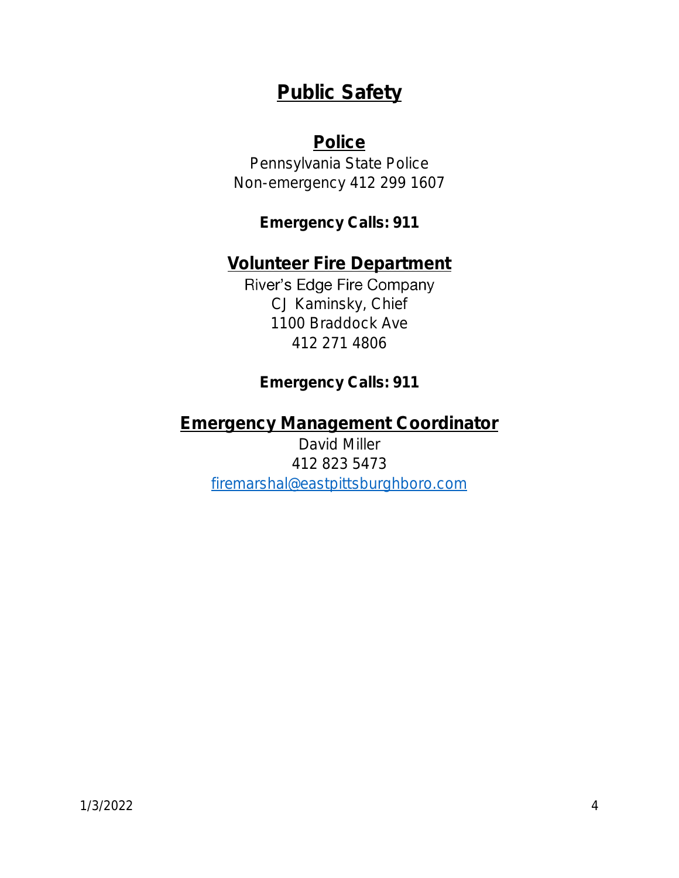# Public Safety

## Police

Pennsylvania State Police
Non-emergency 412 299 1607

**Emergency Calls: 911**

## Volunteer Fire Department

River's Edge Fire Company
CJ Kaminsky, Chief
1100 Braddock Ave
412 271 4806

**Emergency Calls: 911**

## Emergency Management Coordinator

David Miller
412 823 5473
firemarshal@eastpittsburghboro.com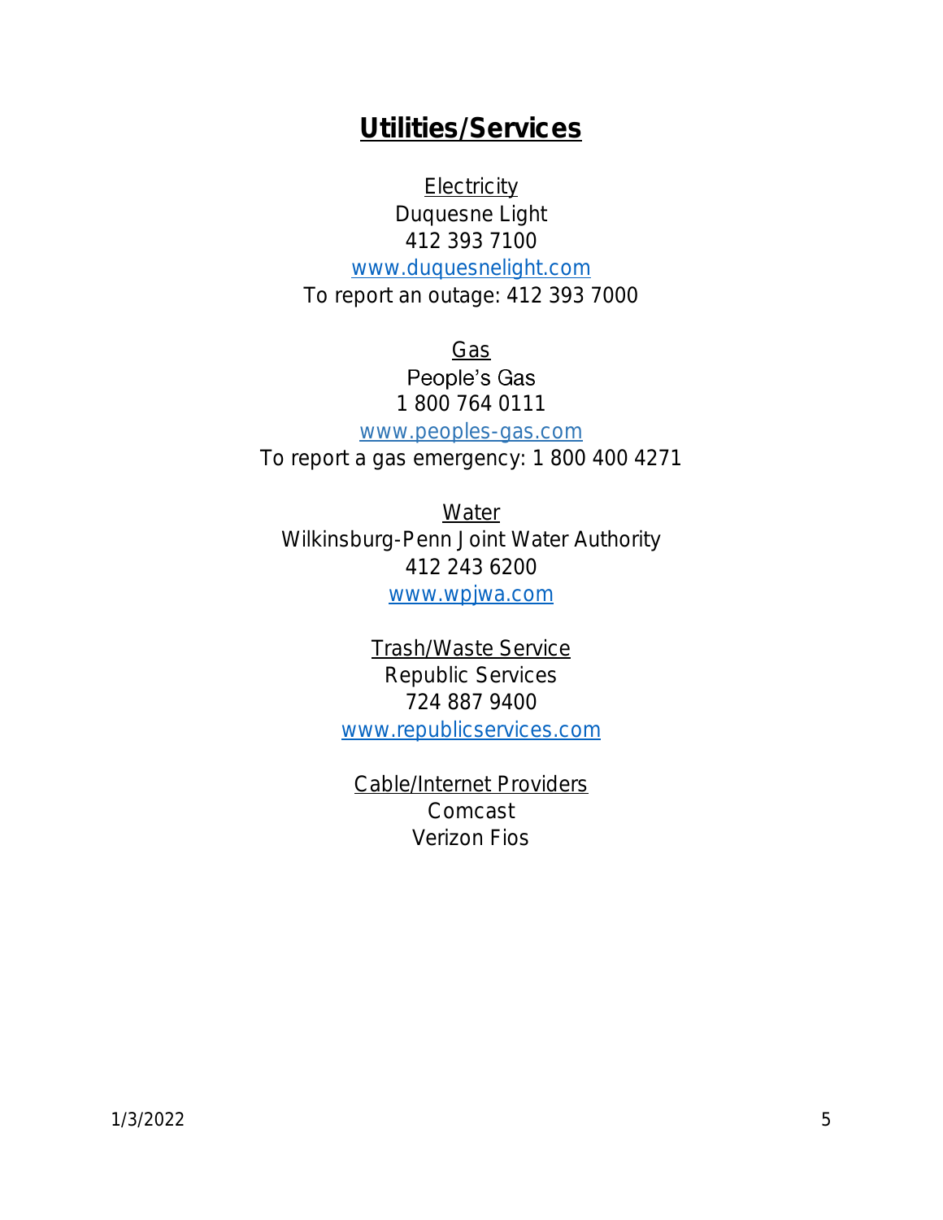## **Utilities/Services**

Electricity
Duquesne Light
412 393 7100
www.duquesnelight.com
To report an outage: 412 393 7000

Gas
People's Gas
1 800 764 0111
www.peoples-gas.com
To report a gas emergency: 1 800 400 4271

Water
Wilkinsburg-Penn Joint Water Authority
412 243 6200
www.wpjwa.com

Trash/Waste Service
Republic Services
724 887 9400
www.republicservices.com

Cable/Internet Providers
Comcast
Verizon Fios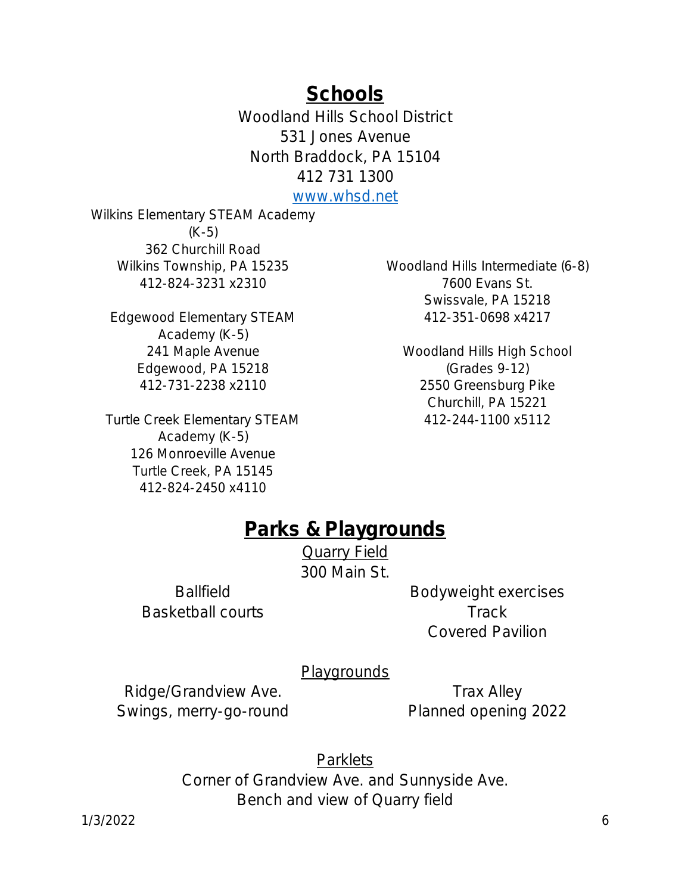## Schools

Woodland Hills School District
531 Jones Avenue
North Braddock, PA 15104
412 731 1300
www.whsd.net

Wilkins Elementary STEAM Academy (K-5)
362 Churchill Road
Wilkins Township, PA 15235
412-824-3231 x2310

Edgewood Elementary STEAM Academy (K-5)
241 Maple Avenue
Edgewood, PA 15218
412-731-2238 x2110

Turtle Creek Elementary STEAM Academy (K-5)
126 Monroeville Avenue
Turtle Creek, PA 15145
412-824-2450 x4110

Woodland Hills Intermediate (6-8)
7600 Evans St.
Swissvale, PA 15218
412-351-0698 x4217

Woodland Hills High School (Grades 9-12)
2550 Greensburg Pike
Churchill, PA 15221
412-244-1100 x5112

## Parks & Playgrounds

Quarry Field
300 Main St.

Ballfield
Basketball courts
Bodyweight exercises
Track
Covered Pavilion

Playgrounds

Ridge/Grandview Ave.
Swings, merry-go-round

Trax Alley
Planned opening 2022

Parklets

Corner of Grandview Ave. and Sunnyside Ave.
Bench and view of Quarry field

1/3/2022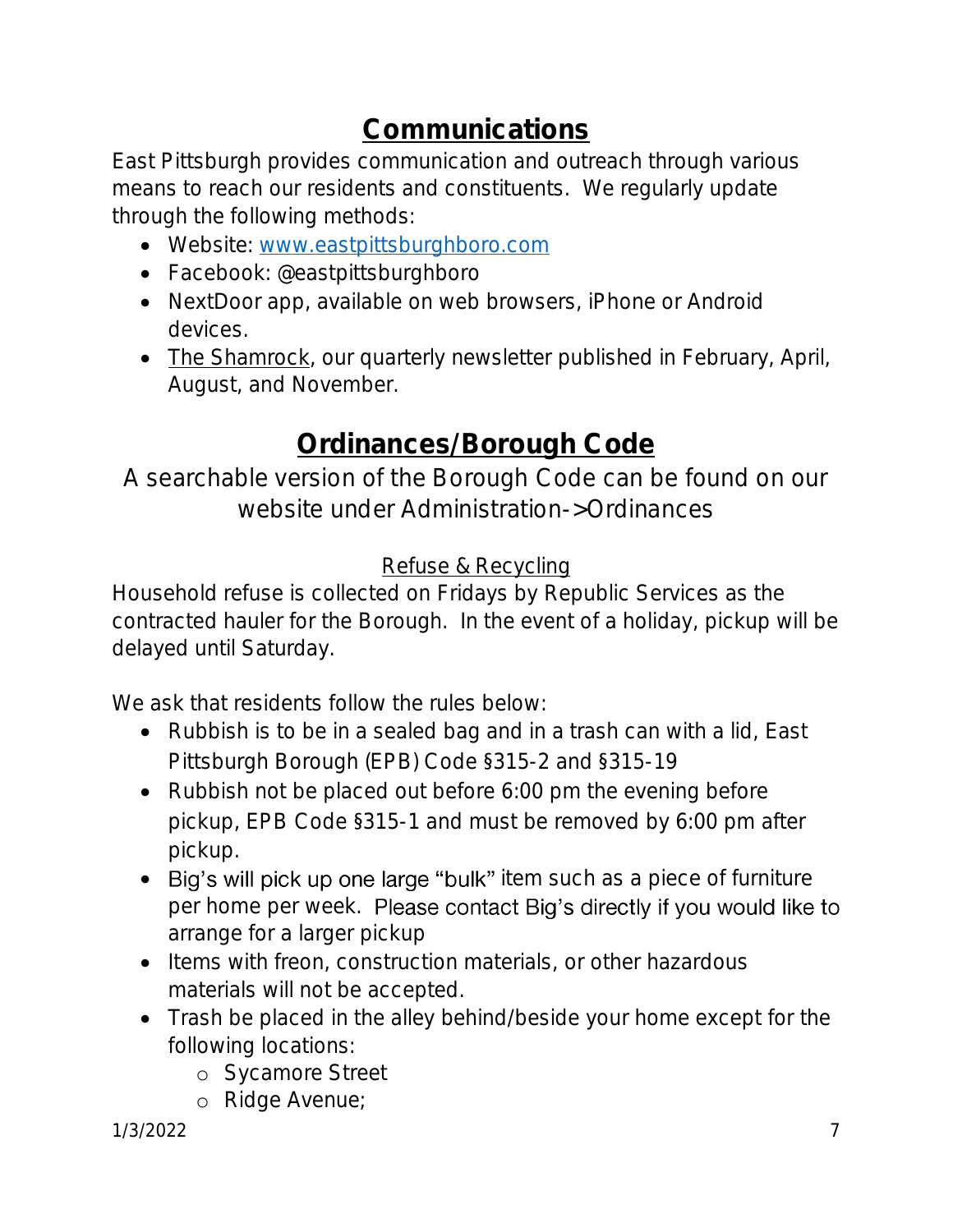## Communications

East Pittsburgh provides communication and outreach through various means to reach our residents and constituents. We regularly update through the following methods:

- Website: www.eastpittsburghboro.com
- Facebook: @eastpittsburghboro
- NextDoor app, available on web browsers, iPhone or Android devices.
- The Shamrock, our quarterly newsletter published in February, April, August, and November.

## Ordinances/Borough Code

A searchable version of the Borough Code can be found on our website under Administration->Ordinances

### Refuse & Recycling

Household refuse is collected on Fridays by Republic Services as the contracted hauler for the Borough. In the event of a holiday, pickup will be delayed until Saturday.

We ask that residents follow the rules below:

- Rubbish is to be in a sealed bag and in a trash can with a lid, East Pittsburgh Borough (EPB) Code §315-2 and §315-19
- Rubbish not be placed out before 6:00 pm the evening before pickup, EPB Code §315-1 and must be removed by 6:00 pm after pickup.
- Big's will pick up one large "bulk" item such as a piece of furniture per home per week. Please contact Big's directly if you would like to arrange for a larger pickup
- Items with freon, construction materials, or other hazardous materials will not be accepted.
- Trash be placed in the alley behind/beside your home except for the following locations:
    - Sycamore Street
    - Ridge Avenue;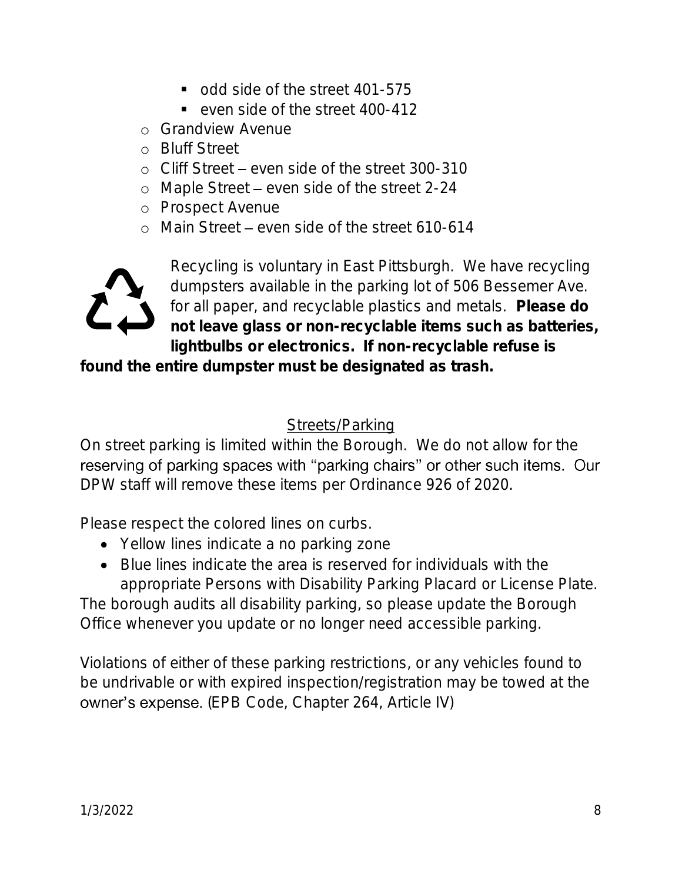- odd side of the street 401-575
        - even side of the street 400-412
    - Grandview Avenue
    - Bluff Street
    - Cliff Street – even side of the street 300-310
    - Maple Street – even side of the street 2-24
    - Prospect Avenue
    - Main Street – even side of the street 610-614

Recycling is voluntary in East Pittsburgh. We have recycling dumpsters available in the parking lot of 506 Bessemer Ave. for all paper, and recyclable plastics and metals. **Please do not leave glass or non-recyclable items such as batteries, lightbulbs or electronics. If non-recyclable refuse is found the entire dumpster must be designated as trash.**

## Streets/Parking

On street parking is limited within the Borough. We do not allow for the reserving of parking spaces with "parking chairs" or other such items. Our DPW staff will remove these items per Ordinance 926 of 2020.

Please respect the colored lines on curbs.

- Yellow lines indicate a no parking zone
- Blue lines indicate the area is reserved for individuals with the appropriate Persons with Disability Parking Placard or License Plate.

The borough audits all disability parking, so please update the Borough Office whenever you update or no longer need accessible parking.

Violations of either of these parking restrictions, or any vehicles found to be undrivable or with expired inspection/registration may be towed at the owner's expense. (EPB Code, Chapter 264, Article IV)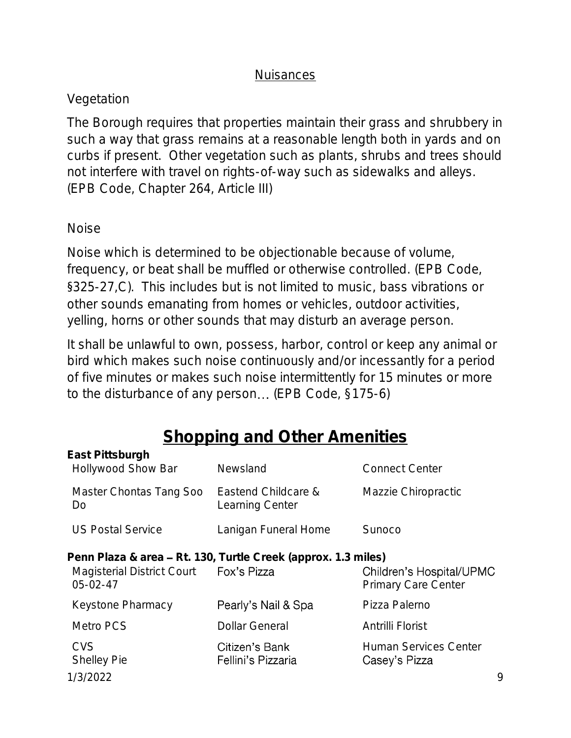## Nuisances

### Vegetation

The Borough requires that properties maintain their grass and shrubbery in such a way that grass remains at a reasonable length both in yards and on curbs if present. Other vegetation such as plants, shrubs and trees should not interfere with travel on rights-of-way such as sidewalks and alleys. (EPB Code, Chapter 264, Article III)

### Noise

Noise which is determined to be objectionable because of volume, frequency, or beat shall be muffled or otherwise controlled. (EPB Code, §325-27,C). This includes but is not limited to music, bass vibrations or other sounds emanating from homes or vehicles, outdoor activities, yelling, horns or other sounds that may disturb an average person.

It shall be unlawful to own, possess, harbor, control or keep any animal or bird which makes such noise continuously and/or incessantly for a period of five minutes or makes such noise intermittently for 15 minutes or more to the disturbance of any person… (EPB Code, §175-6)

# Shopping and Other Amenities

**East Pittsburgh**

| | | |
|---|---|---|
| Hollywood Show Bar | Newsland | Connect Center |
| Master Chontas Tang Soo Do | Eastend Childcare & Learning Center | Mazzie Chiropractic |
| US Postal Service | Lanigan Funeral Home | Sunoco |

**Penn Plaza & area – Rt. 130, Turtle Creek (approx. 1.3 miles)**

| | | |
|---|---|---|
| Magisterial District Court 05-02-47 | Fox's Pizza | Children's Hospital/UPMC Primary Care Center |
| Keystone Pharmacy | Pearly's Nail & Spa | Pizza Palerno |
| Metro PCS | Dollar General | Antrilli Florist |
| CVS | Citizen's Bank | Human Services Center |
| Shelley Pie | Fellini's Pizzaria | Casey's Pizza |

1/3/2022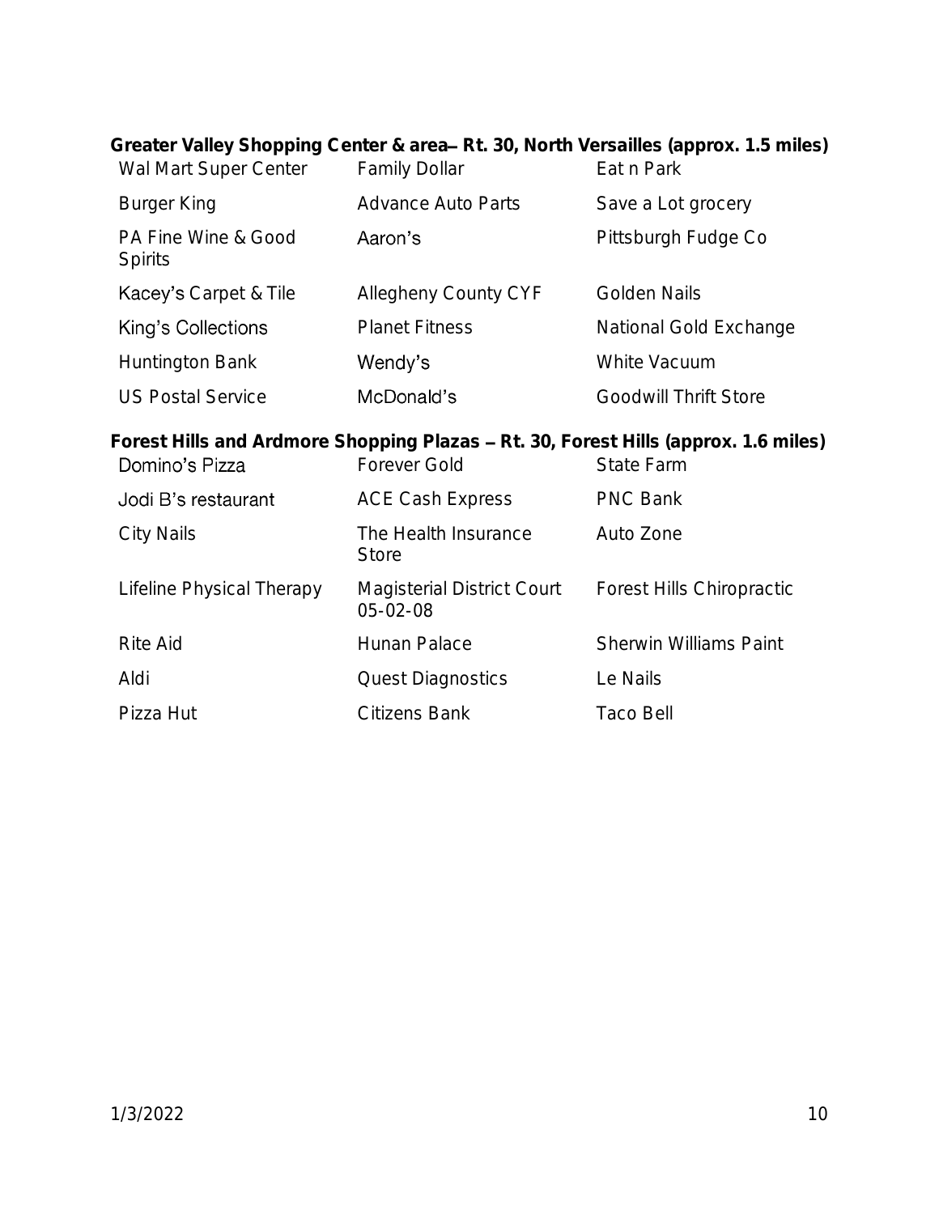**Greater Valley Shopping Center & area – Rt. 30, North Versailles (approx. 1.5 miles)**

| | | |
|---|---|---|
| Wal Mart Super Center | Family Dollar | Eat n Park |
| Burger King | Advance Auto Parts | Save a Lot grocery |
| PA Fine Wine & Good Spirits | Aaron's | Pittsburgh Fudge Co |
| Kacey's Carpet & Tile | Allegheny County CYF | Golden Nails |
| King's Collections | Planet Fitness | National Gold Exchange |
| Huntington Bank | Wendy's | White Vacuum |
| US Postal Service | McDonald's | Goodwill Thrift Store |

**Forest Hills and Ardmore Shopping Plazas – Rt. 30, Forest Hills (approx. 1.6 miles)**

| | | |
|---|---|---|
| Domino's Pizza | Forever Gold | State Farm |
| Jodi B's restaurant | ACE Cash Express | PNC Bank |
| City Nails | The Health Insurance Store | Auto Zone |
| Lifeline Physical Therapy | Magisterial District Court 05-02-08 | Forest Hills Chiropractic |
| Rite Aid | Hunan Palace | Sherwin Williams Paint |
| Aldi | Quest Diagnostics | Le Nails |
| Pizza Hut | Citizens Bank | Taco Bell |

1/3/2022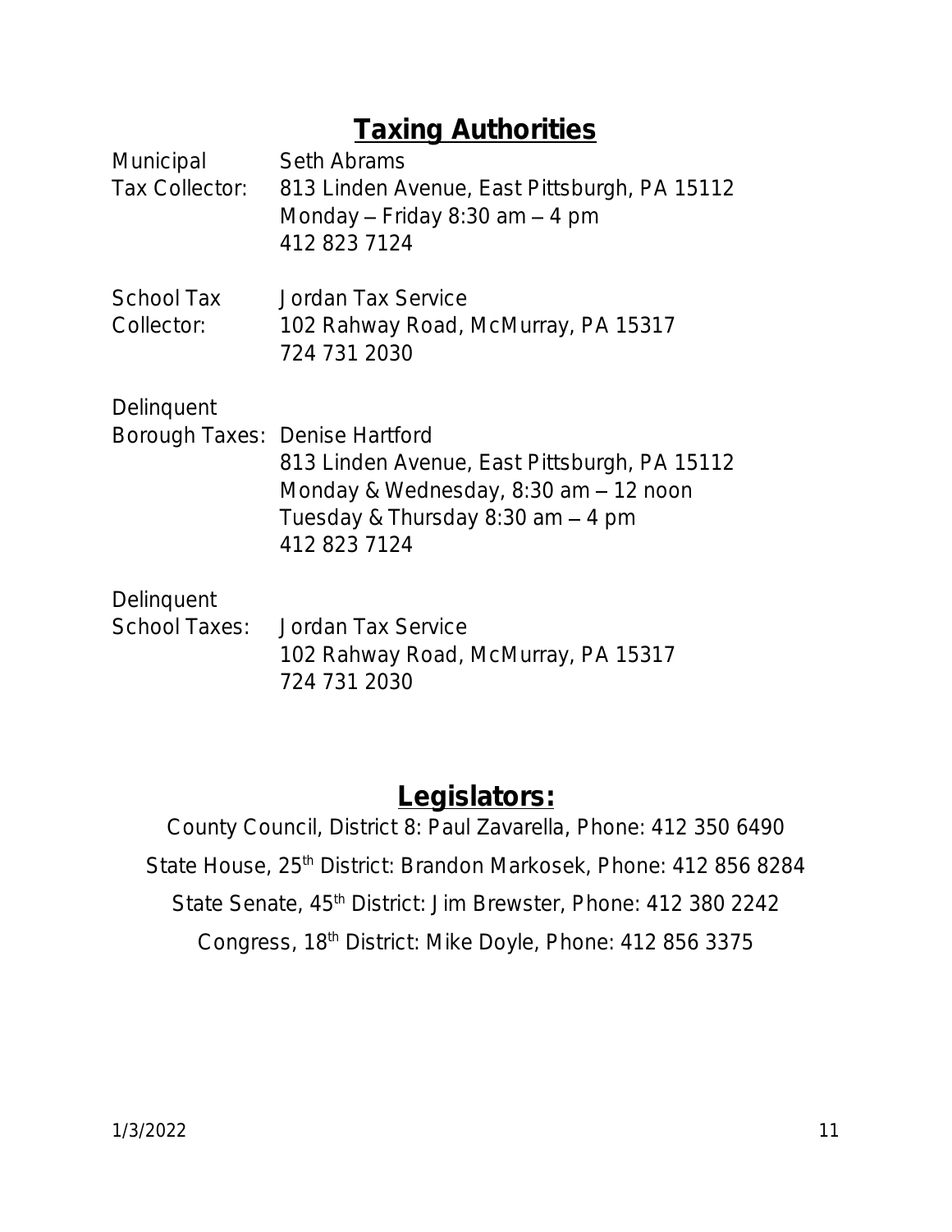## Taxing Authorities

| | |
|---|---|
| Municipal Tax Collector: | Seth Abrams<br>813 Linden Avenue, East Pittsburgh, PA 15112<br>Monday – Friday 8:30 am – 4 pm<br>412 823 7124 |
| School Tax Collector: | Jordan Tax Service<br>102 Rahway Road, McMurray, PA 15317<br>724 731 2030 |
| Delinquent Borough Taxes: | Denise Hartford<br>813 Linden Avenue, East Pittsburgh, PA 15112<br>Monday & Wednesday, 8:30 am – 12 noon<br>Tuesday & Thursday 8:30 am – 4 pm<br>412 823 7124 |
| Delinquent School Taxes: | Jordan Tax Service<br>102 Rahway Road, McMurray, PA 15317<br>724 731 2030 |

## Legislators:

County Council, District 8: Paul Zavarella, Phone: 412 350 6490

State House, 25th District: Brandon Markosek, Phone: 412 856 8284

State Senate, 45th District: Jim Brewster, Phone: 412 380 2242

Congress, 18th District: Mike Doyle, Phone: 412 856 3375

1/3/2022